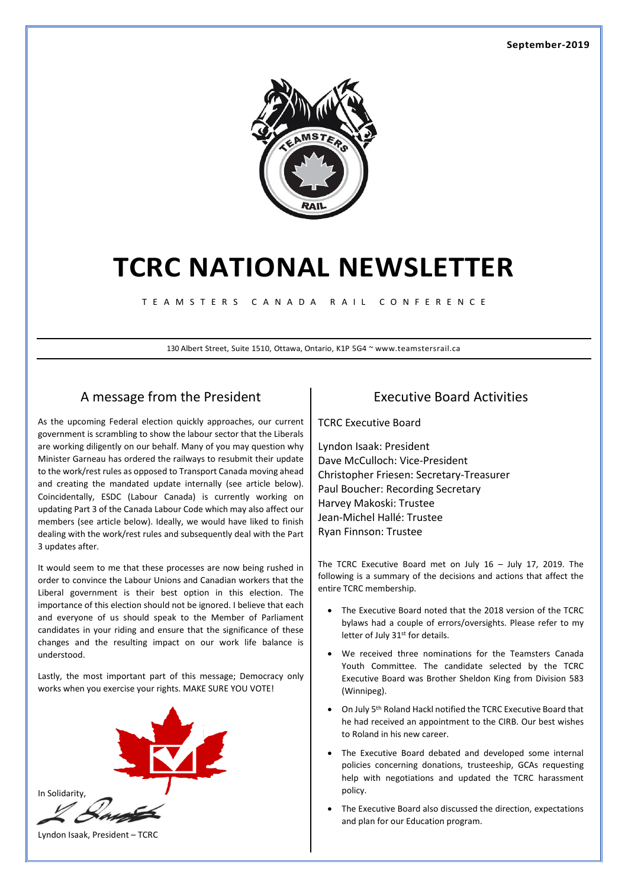September-2019

# TCRC NATIONAL NEWSLETTER

TEAMSTERS CANADA RAIL CONFERENCE

130 Albert Street, Suite 1510, Ottawa, Ontario, K1P 5G4 ~ www.teamstersrail.ca

## A message from the President

As the upcoming Federal election quickly approaches, our current government is scrambling to show the labour sector that the Liberals are working diligently on our behalf. Many of you may question why Minister Garneau has ordered the railways to resubmit their update to the work/rest rules as opposed to Transport Canada moving ahead and creating the mandated update internally (see article below). Coincidentally, ESDC (Labour Canada) is currently working on updating Part 3 of the Canada Labour Code which may also affect our members (see article below). Ideally, we would have liked to finish dealing with the work/rest rules and subsequently deal with the Part 3 updates after.

It would seem to me that these processes are now being rushed in order to convince the Labour Unions and Canadian workers that the Liberal government is their best option in this election. The importance of this election should not be ignored. I believe that each and everyone of us should speak to the Member of Parliament candidates in your riding and ensure that the significance of these changes and the resulting impact on our work life balance is understood.

Lastly, the most important part of this message; Democracy only works when you exercise your rights. MAKE SURE YOU VOTE!

In Solidarity,

Lyndon Isaak, President – TCRC

## Executive Board Activities

TCRC Executive Board

Lyndon Isaak: President
Dave McCulloch: Vice-President
Christopher Friesen: Secretary-Treasurer
Paul Boucher: Recording Secretary
Harvey Makoski: Trustee
Jean-Michel Hallé: Trustee
Ryan Finnson: Trustee

The TCRC Executive Board met on July 16 – July 17, 2019. The following is a summary of the decisions and actions that affect the entire TCRC membership.

- The Executive Board noted that the 2018 version of the TCRC bylaws had a couple of errors/oversights. Please refer to my letter of July 31st for details.
- We received three nominations for the Teamsters Canada Youth Committee. The candidate selected by the TCRC Executive Board was Brother Sheldon King from Division 583 (Winnipeg).
- On July 5th Roland Hackl notified the TCRC Executive Board that he had received an appointment to the CIRB. Our best wishes to Roland in his new career.
- The Executive Board debated and developed some internal policies concerning donations, trusteeship, GCAs requesting help with negotiations and updated the TCRC harassment policy.
- The Executive Board also discussed the direction, expectations and plan for our Education program.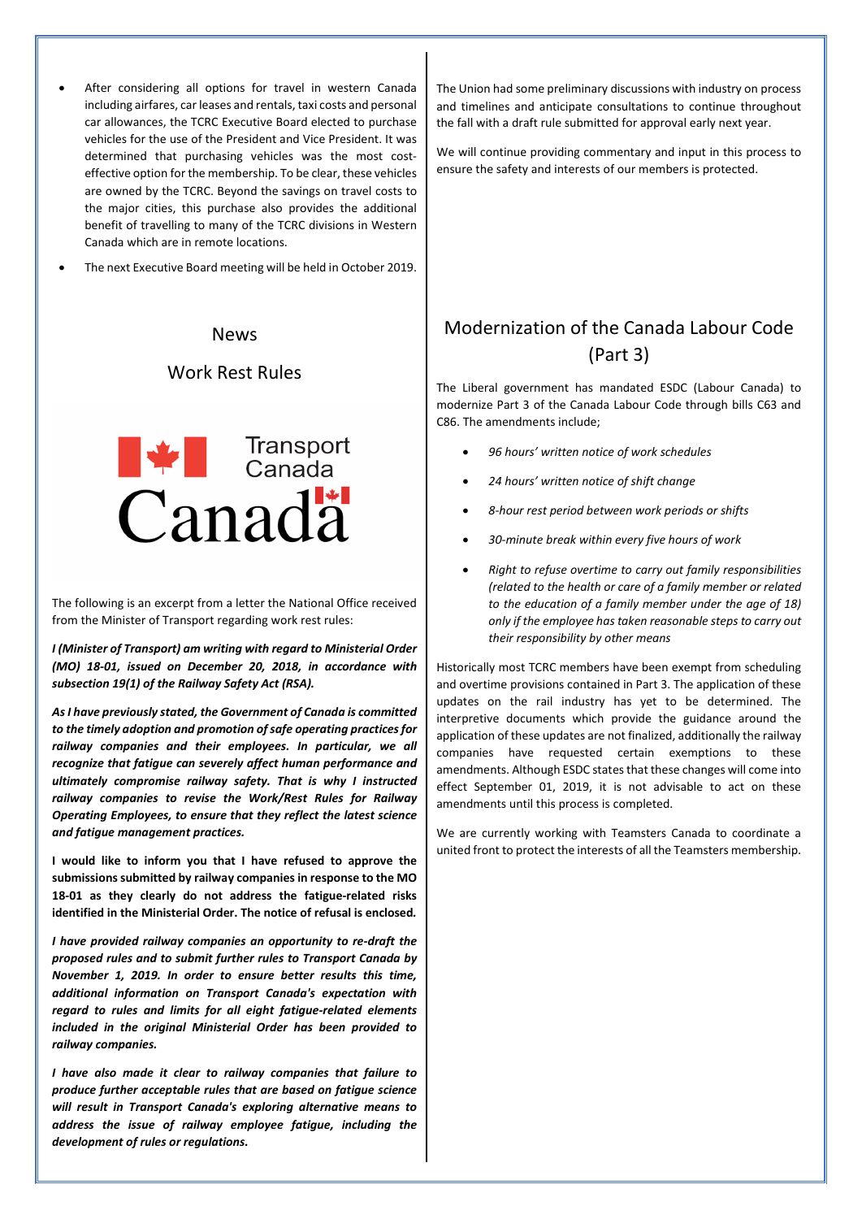- After considering all options for travel in western Canada including airfares, car leases and rentals, taxi costs and personal car allowances, the TCRC Executive Board elected to purchase vehicles for the use of the President and Vice President. It was determined that purchasing vehicles was the most cost-effective option for the membership. To be clear, these vehicles are owned by the TCRC. Beyond the savings on travel costs to the major cities, this purchase also provides the additional benefit of travelling to many of the TCRC divisions in Western Canada which are in remote locations.
- The next Executive Board meeting will be held in October 2019.

## News

## Work Rest Rules

Transport Canada

Canada

The following is an excerpt from a letter the National Office received from the Minister of Transport regarding work rest rules:

***I (Minister of Transport) am writing with regard to Ministerial Order (MO) 18-01, issued on December 20, 2018, in accordance with subsection 19(1) of the Railway Safety Act (RSA).***

***As I have previously stated, the Government of Canada is committed to the timely adoption and promotion of safe operating practices for railway companies and their employees. In particular, we all recognize that fatigue can severely affect human performance and ultimately compromise railway safety. That is why I instructed railway companies to revise the Work/Rest Rules for Railway Operating Employees, to ensure that they reflect the latest science and fatigue management practices.***

**I would like to inform you that I have refused to approve the submissions submitted by railway companies in response to the MO 18-01 as they clearly do not address the fatigue-related risks identified in the Ministerial Order. The notice of refusal is enclosed.**

***I have provided railway companies an opportunity to re-draft the proposed rules and to submit further rules to Transport Canada by November 1, 2019. In order to ensure better results this time, additional information on Transport Canada's expectation with regard to rules and limits for all eight fatigue-related elements included in the original Ministerial Order has been provided to railway companies.***

***I have also made it clear to railway companies that failure to produce further acceptable rules that are based on fatigue science will result in Transport Canada's exploring alternative means to address the issue of railway employee fatigue, including the development of rules or regulations.***

The Union had some preliminary discussions with industry on process and timelines and anticipate consultations to continue throughout the fall with a draft rule submitted for approval early next year.

We will continue providing commentary and input in this process to ensure the safety and interests of our members is protected.

## Modernization of the Canada Labour Code (Part 3)

The Liberal government has mandated ESDC (Labour Canada) to modernize Part 3 of the Canada Labour Code through bills C63 and C86. The amendments include;

- *96 hours' written notice of work schedules*
- *24 hours' written notice of shift change*
- *8-hour rest period between work periods or shifts*
- *30-minute break within every five hours of work*
- *Right to refuse overtime to carry out family responsibilities (related to the health or care of a family member or related to the education of a family member under the age of 18) only if the employee has taken reasonable steps to carry out their responsibility by other means*

Historically most TCRC members have been exempt from scheduling and overtime provisions contained in Part 3. The application of these updates on the rail industry has yet to be determined. The interpretive documents which provide the guidance around the application of these updates are not finalized, additionally the railway companies have requested certain exemptions to these amendments. Although ESDC states that these changes will come into effect September 01, 2019, it is not advisable to act on these amendments until this process is completed.

We are currently working with Teamsters Canada to coordinate a united front to protect the interests of all the Teamsters membership.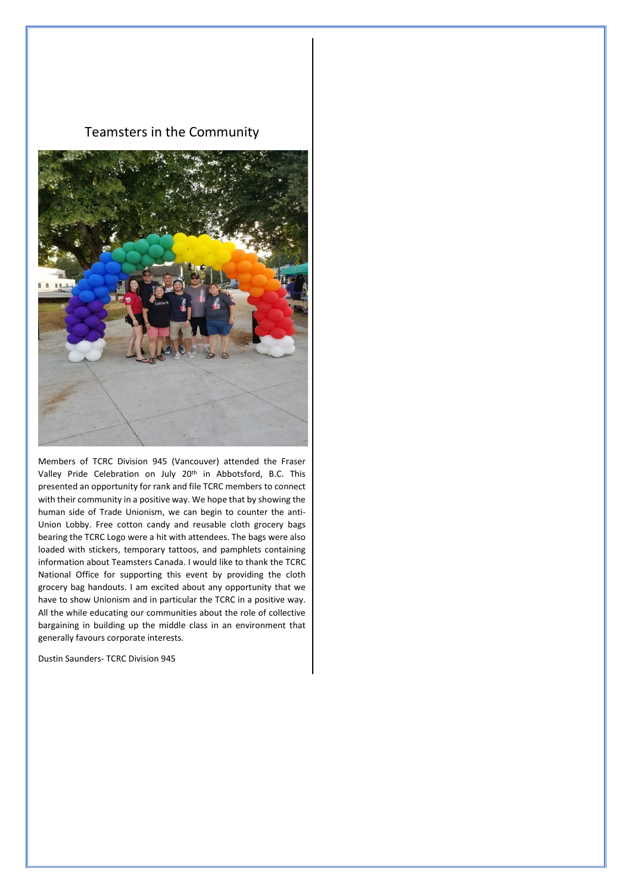## Teamsters in the Community

Members of TCRC Division 945 (Vancouver) attended the Fraser Valley Pride Celebration on July 20th in Abbotsford, B.C. This presented an opportunity for rank and file TCRC members to connect with their community in a positive way. We hope that by showing the human side of Trade Unionism, we can begin to counter the anti-Union Lobby. Free cotton candy and reusable cloth grocery bags bearing the TCRC Logo were a hit with attendees. The bags were also loaded with stickers, temporary tattoos, and pamphlets containing information about Teamsters Canada. I would like to thank the TCRC National Office for supporting this event by providing the cloth grocery bag handouts. I am excited about any opportunity that we have to show Unionism and in particular the TCRC in a positive way. All the while educating our communities about the role of collective bargaining in building up the middle class in an environment that generally favours corporate interests.

Dustin Saunders- TCRC Division 945